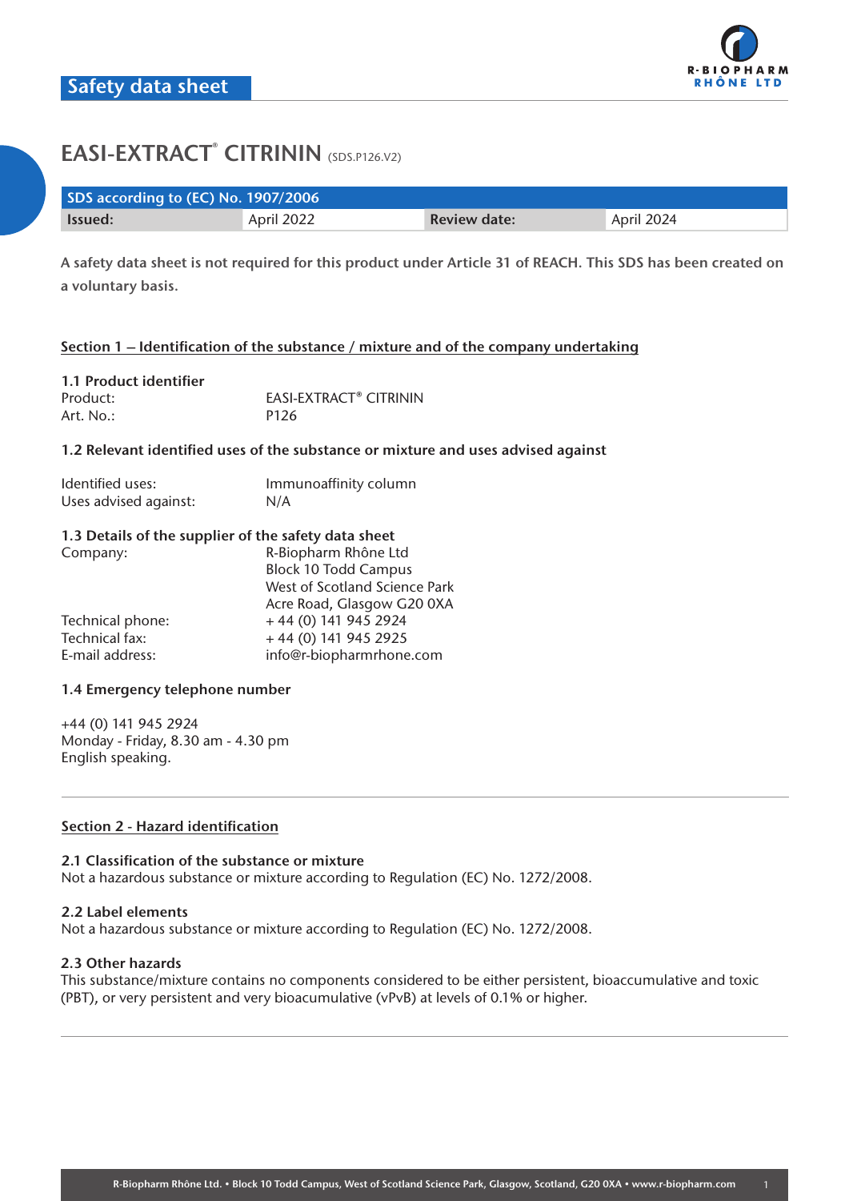Safety data sheet

R-BIOPHARM RHÔNE LTD

# EASI-EXTRACT® CITRININ (SDS.P126.V2)

| SDS according to (EC) No. 1907/2006 | | | |
|---|---|---|---|
| **Issued:** | April 2022 | **Review date:** | April 2024 |

**A safety data sheet is not required for this product under Article 31 of REACH. This SDS has been created on a voluntary basis.**

## Section 1 – Identification of the substance / mixture and of the company undertaking

### 1.1 Product identifier

Product: EASI-EXTRACT® CITRININ
Art. No.: P126

### 1.2 Relevant identified uses of the substance or mixture and uses advised against

Identified uses: Immunoaffinity column
Uses advised against: N/A

### 1.3 Details of the supplier of the safety data sheet

Company: R-Biopharm Rhône Ltd
Block 10 Todd Campus
West of Scotland Science Park
Acre Road, Glasgow G20 0XA
Technical phone: + 44 (0) 141 945 2924
Technical fax: + 44 (0) 141 945 2925
E-mail address: info@r-biopharmrhone.com

### 1.4 Emergency telephone number

+44 (0) 141 945 2924
Monday - Friday, 8.30 am - 4.30 pm
English speaking.

## Section 2 - Hazard identification

### 2.1 Classification of the substance or mixture

Not a hazardous substance or mixture according to Regulation (EC) No. 1272/2008.

### 2.2 Label elements

Not a hazardous substance or mixture according to Regulation (EC) No. 1272/2008.

### 2.3 Other hazards

This substance/mixture contains no components considered to be either persistent, bioaccumulative and toxic (PBT), or very persistent and very bioacumulative (vPvB) at levels of 0.1% or higher.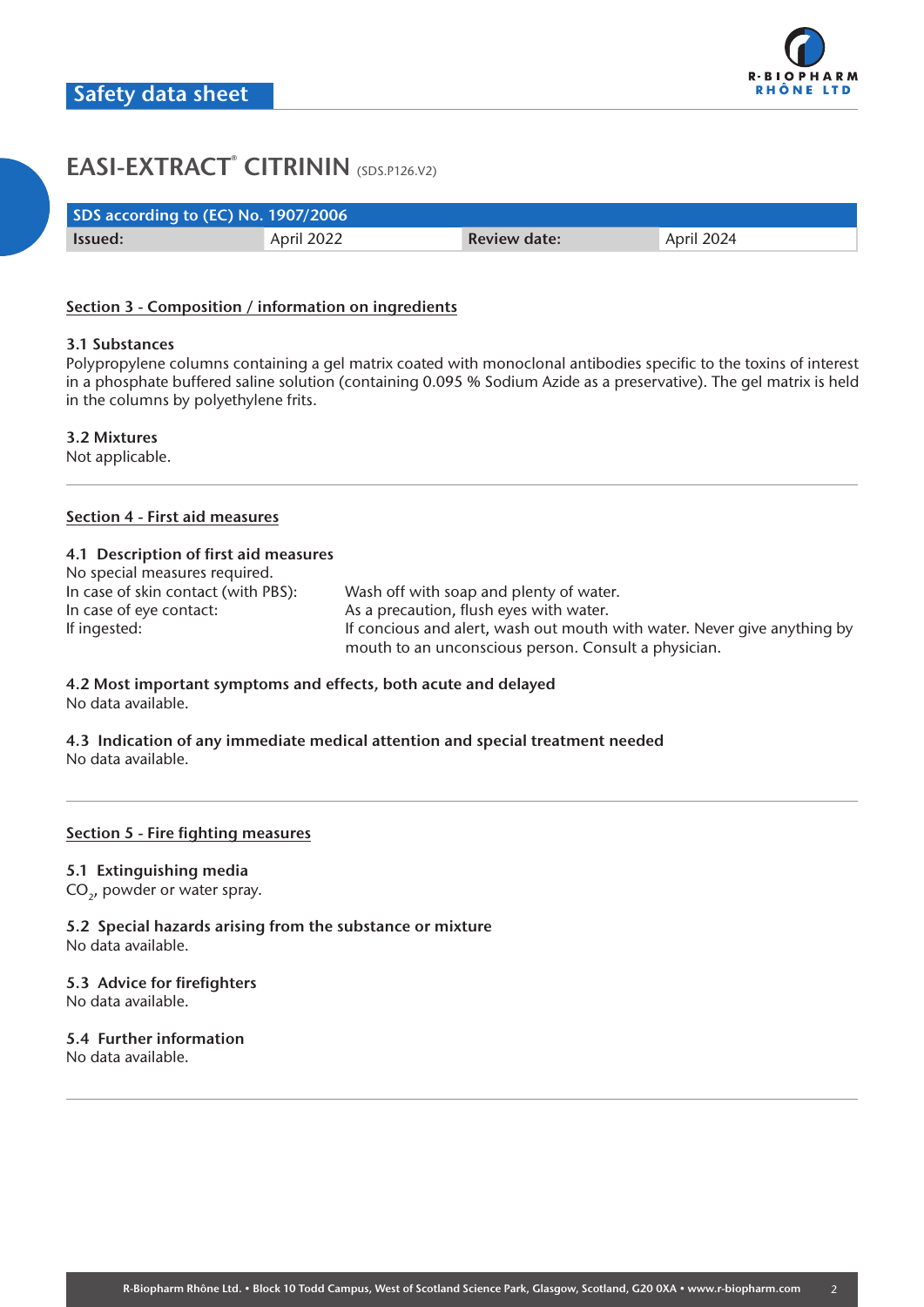# EASI-EXTRACT® CITRININ (SDS.P126.V2)

| SDS according to (EC) No. 1907/2006 | | | |
|---|---|---|---|
| **Issued:** | April 2022 | **Review date:** | April 2024 |

## Section 3 - Composition / information on ingredients

**3.1 Substances**
Polypropylene columns containing a gel matrix coated with monoclonal antibodies specific to the toxins of interest in a phosphate buffered saline solution (containing 0.095 % Sodium Azide as a preservative). The gel matrix is held in the columns by polyethylene frits.

**3.2 Mixtures**
Not applicable.

## Section 4 - First aid measures

**4.1 Description of first aid measures**
No special measures required.

| | |
|---|---|
| In case of skin contact (with PBS): | Wash off with soap and plenty of water. |
| In case of eye contact: | As a precaution, flush eyes with water. |
| If ingested: | If concious and alert, wash out mouth with water. Never give anything by mouth to an unconscious person. Consult a physician. |

**4.2 Most important symptoms and effects, both acute and delayed**
No data available.

**4.3 Indication of any immediate medical attention and special treatment needed**
No data available.

## Section 5 - Fire fighting measures

**5.1 Extinguishing media**
$CO_2$, powder or water spray.

**5.2 Special hazards arising from the substance or mixture**
No data available.

**5.3 Advice for firefighters**
No data available.

**5.4 Further information**
No data available.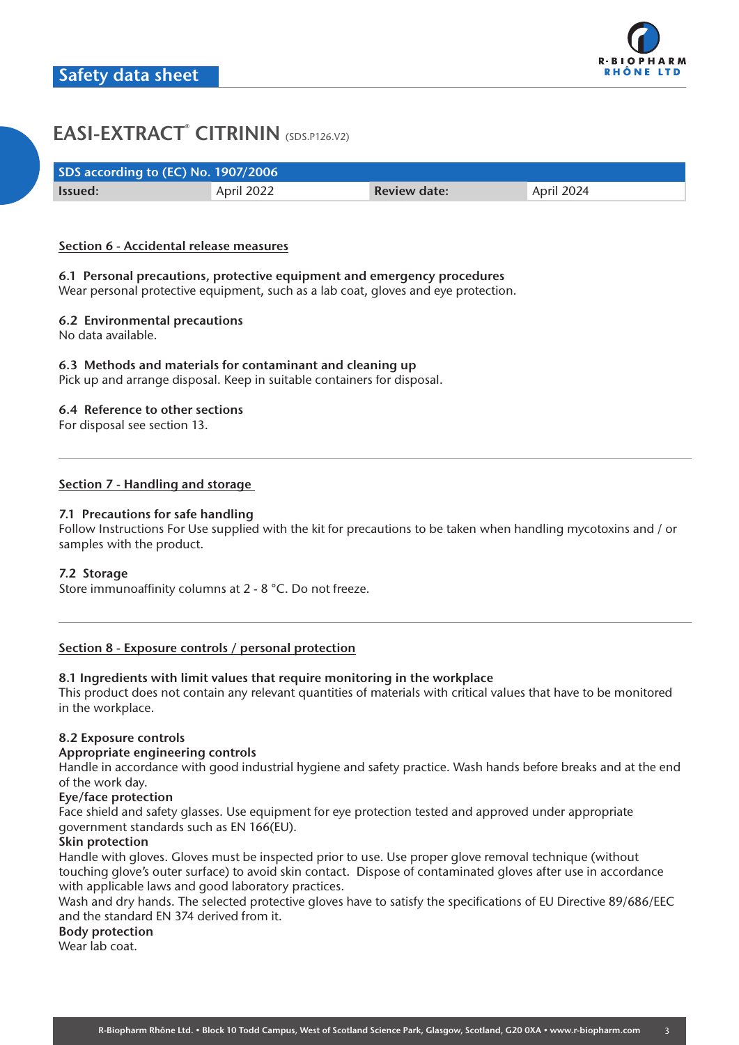# EASI-EXTRACT® CITRININ (SDS.P126.V2)

| SDS according to (EC) No. 1907/2006 | | | |
|---|---|---|---|
| **Issued:** | April 2022 | **Review date:** | April 2024 |

## Section 6 - Accidental release measures

**6.1 Personal precautions, protective equipment and emergency procedures**
Wear personal protective equipment, such as a lab coat, gloves and eye protection.

**6.2 Environmental precautions**
No data available.

**6.3 Methods and materials for contaminant and cleaning up**
Pick up and arrange disposal. Keep in suitable containers for disposal.

**6.4 Reference to other sections**
For disposal see section 13.

## Section 7 - Handling and storage

**7.1 Precautions for safe handling**
Follow Instructions For Use supplied with the kit for precautions to be taken when handling mycotoxins and / or samples with the product.

**7.2 Storage**
Store immunoaffinity columns at 2 - 8 °C. Do not freeze.

## Section 8 - Exposure controls / personal protection

**8.1 Ingredients with limit values that require monitoring in the workplace**
This product does not contain any relevant quantities of materials with critical values that have to be monitored in the workplace.

**8.2 Exposure controls**
**Appropriate engineering controls**
Handle in accordance with good industrial hygiene and safety practice. Wash hands before breaks and at the end of the work day.
**Eye/face protection**
Face shield and safety glasses. Use equipment for eye protection tested and approved under appropriate government standards such as EN 166(EU).
**Skin protection**
Handle with gloves. Gloves must be inspected prior to use. Use proper glove removal technique (without touching glove's outer surface) to avoid skin contact. Dispose of contaminated gloves after use in accordance with applicable laws and good laboratory practices.
Wash and dry hands. The selected protective gloves have to satisfy the specifications of EU Directive 89/686/EEC and the standard EN 374 derived from it.
**Body protection**
Wear lab coat.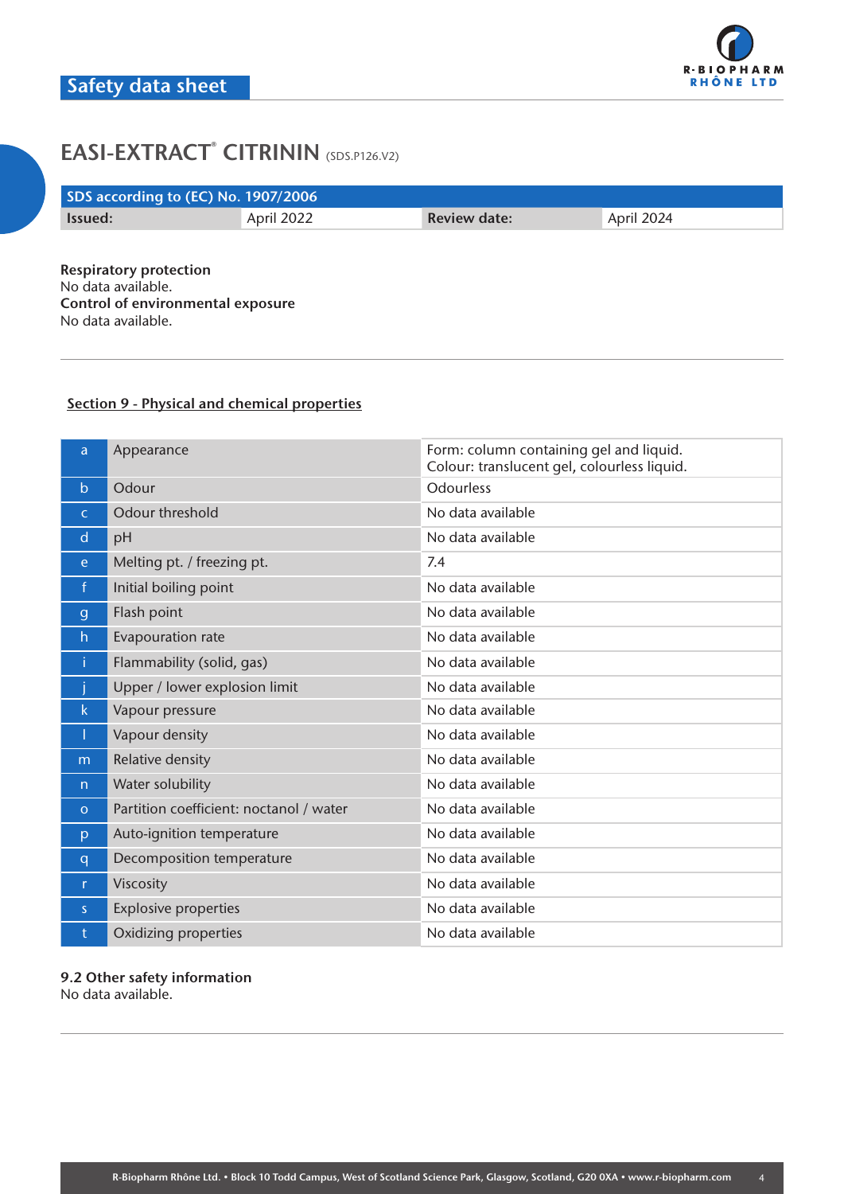**Respiratory protection**
No data available.
**Control of environmental exposure**
No data available.

---

## Section 9 - Physical and chemical properties

| | | |
|---|---|---|
| a | Appearance | Form: column containing gel and liquid. Colour: translucent gel, colourless liquid. |
| b | Odour | Odourless |
| c | Odour threshold | No data available |
| d | pH | No data available |
| e | Melting pt. / freezing pt. | 7.4 |
| f | Initial boiling point | No data available |
| g | Flash point | No data available |
| h | Evapouration rate | No data available |
| i | Flammability (solid, gas) | No data available |
| j | Upper / lower explosion limit | No data available |
| k | Vapour pressure | No data available |
| l | Vapour density | No data available |
| m | Relative density | No data available |
| n | Water solubility | No data available |
| o | Partition coefficient: noctanol / water | No data available |
| p | Auto-ignition temperature | No data available |
| q | Decomposition temperature | No data available |
| r | Viscosity | No data available |
| s | Explosive properties | No data available |
| t | Oxidizing properties | No data available |

**9.2 Other safety information**
No data available.

---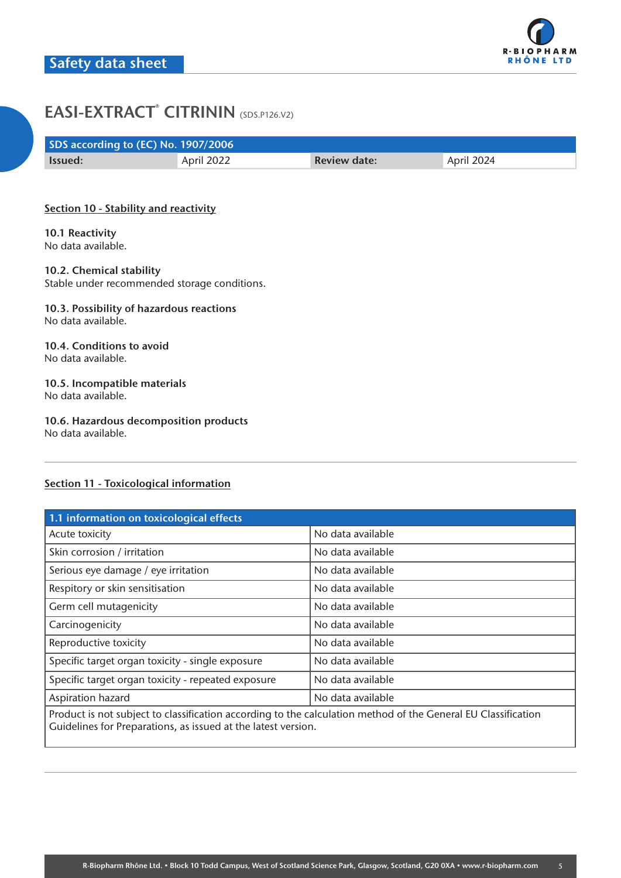# EASI-EXTRACT® CITRININ (SDS.P126.V2)

| SDS according to (EC) No. 1907/2006 | | | |
|---|---|---|---|
| **Issued:** | April 2022 | **Review date:** | April 2024 |

## Section 10 - Stability and reactivity

**10.1 Reactivity**
No data available.

**10.2. Chemical stability**
Stable under recommended storage conditions.

**10.3. Possibility of hazardous reactions**
No data available.

**10.4. Conditions to avoid**
No data available.

**10.5. Incompatible materials**
No data available.

**10.6. Hazardous decomposition products**
No data available.

## Section 11 - Toxicological information

| 1.1 information on toxicological effects | |
|---|---|
| Acute toxicity | No data available |
| Skin corrosion / irritation | No data available |
| Serious eye damage / eye irritation | No data available |
| Respitory or skin sensitisation | No data available |
| Germ cell mutagenicity | No data available |
| Carcinogenicity | No data available |
| Reproductive toxicity | No data available |
| Specific target organ toxicity - single exposure | No data available |
| Specific target organ toxicity - repeated exposure | No data available |
| Aspiration hazard | No data available |
| Product is not subject to classification according to the calculation method of the General EU Classification Guidelines for Preparations, as issued at the latest version. | |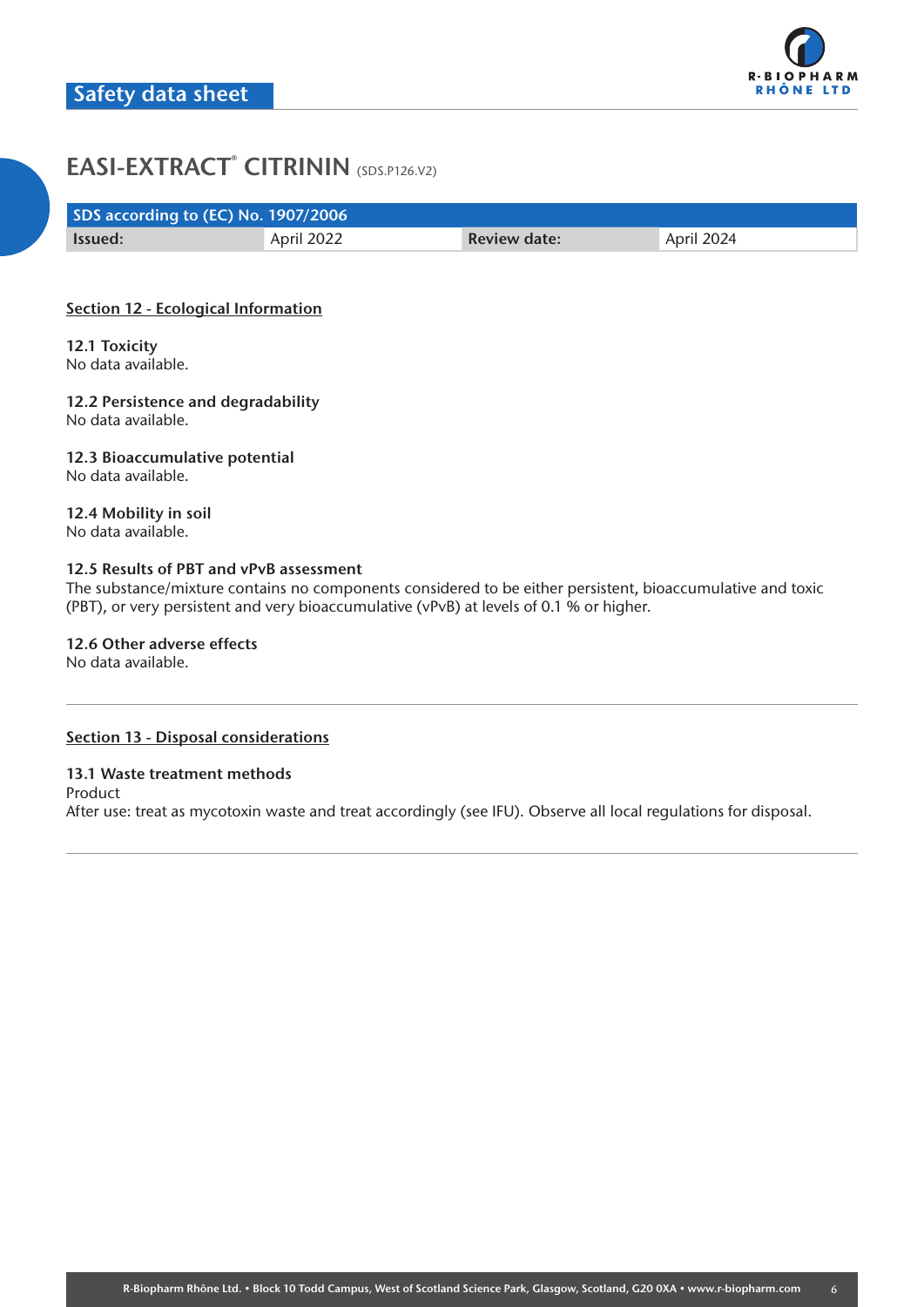# EASI-EXTRACT® CITRININ (SDS.P126.V2)

| SDS according to (EC) No. 1907/2006 | | | |
|---|---|---|---|
| **Issued:** | April 2022 | **Review date:** | April 2024 |

## Section 12 - Ecological Information

### 12.1 Toxicity
No data available.

### 12.2 Persistence and degradability
No data available.

### 12.3 Bioaccumulative potential
No data available.

### 12.4 Mobility in soil
No data available.

### 12.5 Results of PBT and vPvB assessment
The substance/mixture contains no components considered to be either persistent, bioaccumulative and toxic (PBT), or very persistent and very bioaccumulative (vPvB) at levels of 0.1 % or higher.

### 12.6 Other adverse effects
No data available.

---

## Section 13 - Disposal considerations

### 13.1 Waste treatment methods
Product
After use: treat as mycotoxin waste and treat accordingly (see IFU). Observe all local regulations for disposal.

---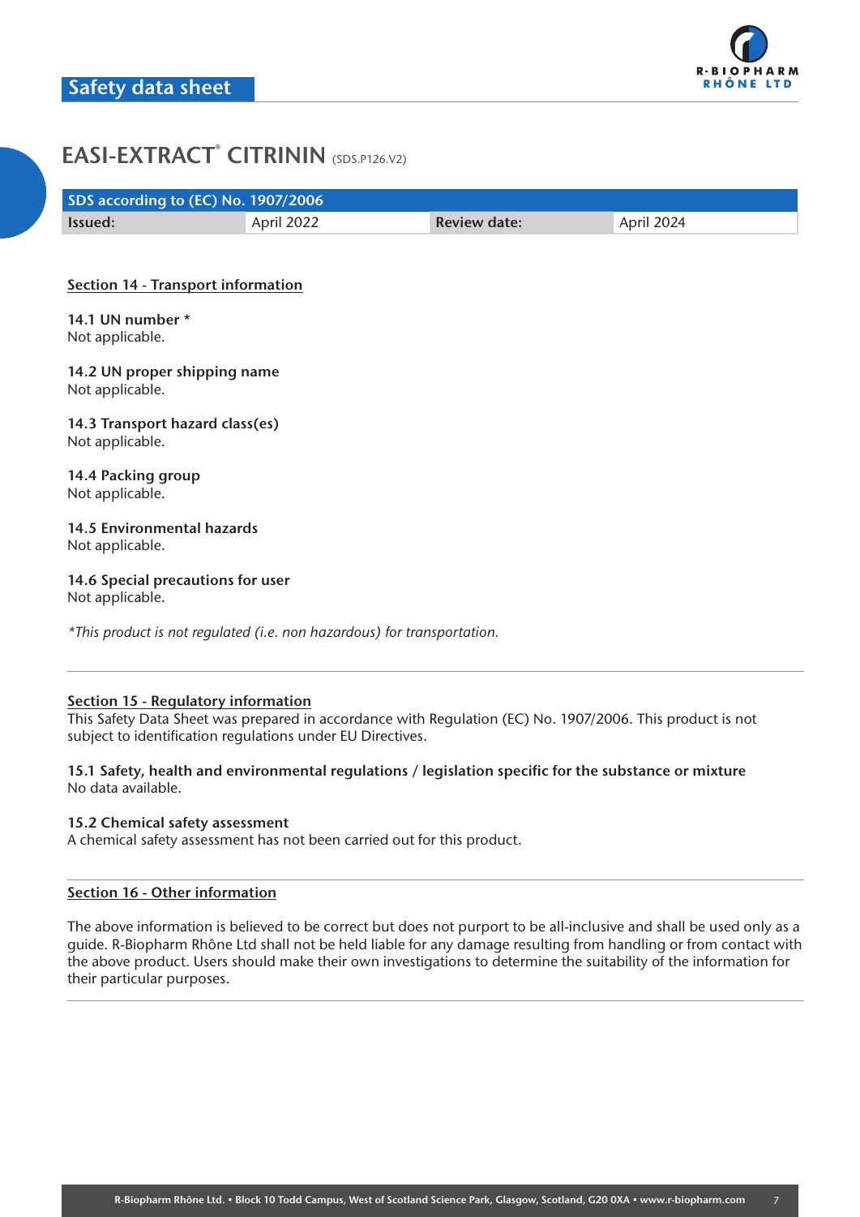# EASI-EXTRACT® CITRININ (SDS.P126.V2)

| SDS according to (EC) No. 1907/2006 | | | |
|---|---|---|---|
| **Issued:** | April 2022 | **Review date:** | April 2024 |

## Section 14 - Transport information

**14.1 UN number ***
Not applicable.

**14.2 UN proper shipping name**
Not applicable.

**14.3 Transport hazard class(es)**
Not applicable.

**14.4 Packing group**
Not applicable.

**14.5 Environmental hazards**
Not applicable.

**14.6 Special precautions for user**
Not applicable.

*\*This product is not regulated (i.e. non hazardous) for transportation.*

## Section 15 - Regulatory information

This Safety Data Sheet was prepared in accordance with Regulation (EC) No. 1907/2006. This product is not subject to identification regulations under EU Directives.

**15.1 Safety, health and environmental regulations / legislation specific for the substance or mixture**
No data available.

**15.2 Chemical safety assessment**
A chemical safety assessment has not been carried out for this product.

## Section 16 - Other information

The above information is believed to be correct but does not purport to be all-inclusive and shall be used only as a guide. R-Biopharm Rhône Ltd shall not be held liable for any damage resulting from handling or from contact with the above product. Users should make their own investigations to determine the suitability of the information for their particular purposes.